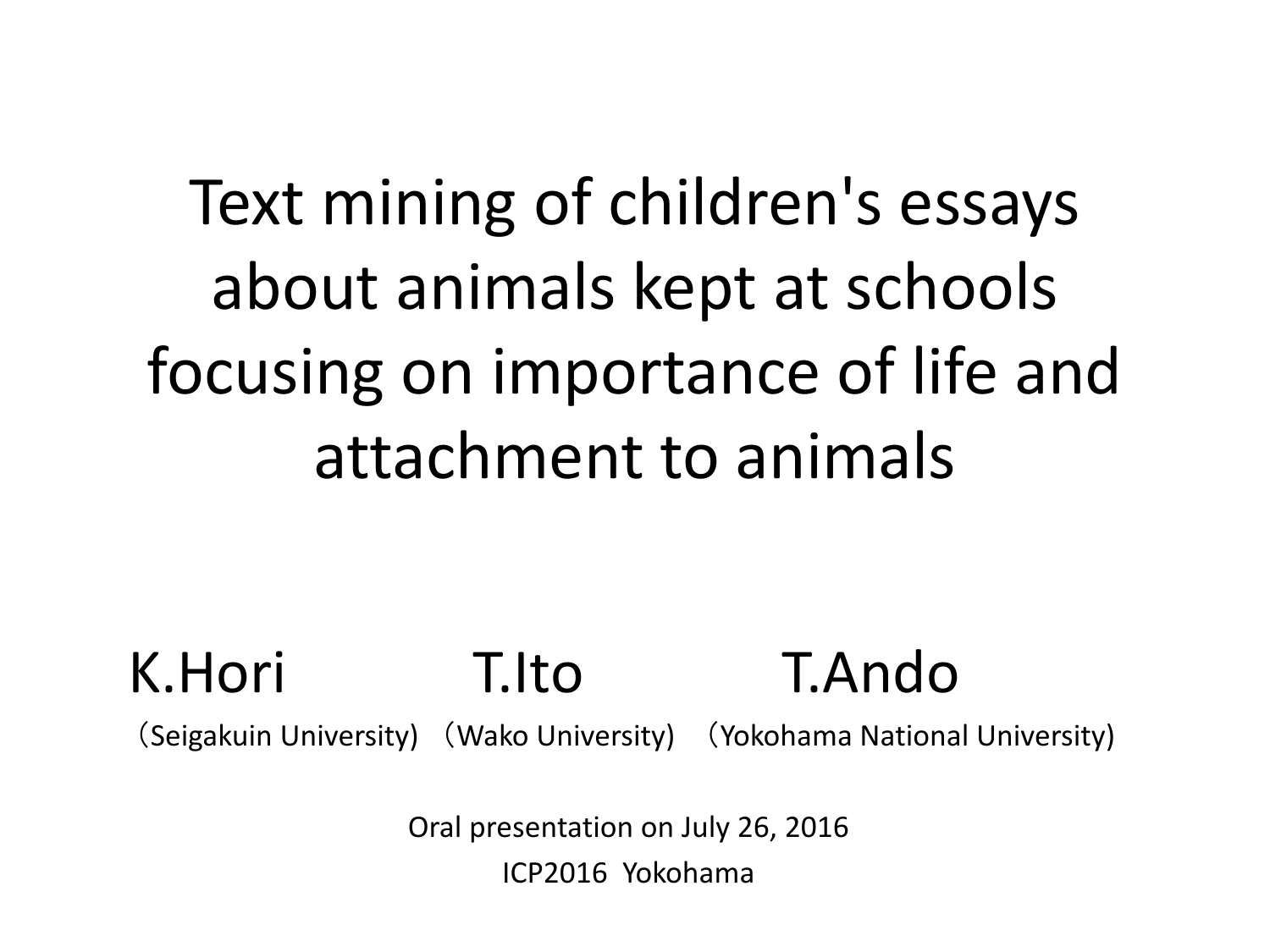# Text mining of children's essays about animals kept at schools focusing on importance of life and attachment to animals

K.Hori　　T.Ito　　T.Ando

（Seigakuin University）（Wako University）（Yokohama National University）

Oral presentation on July 26, 2016

ICP2016 Yokohama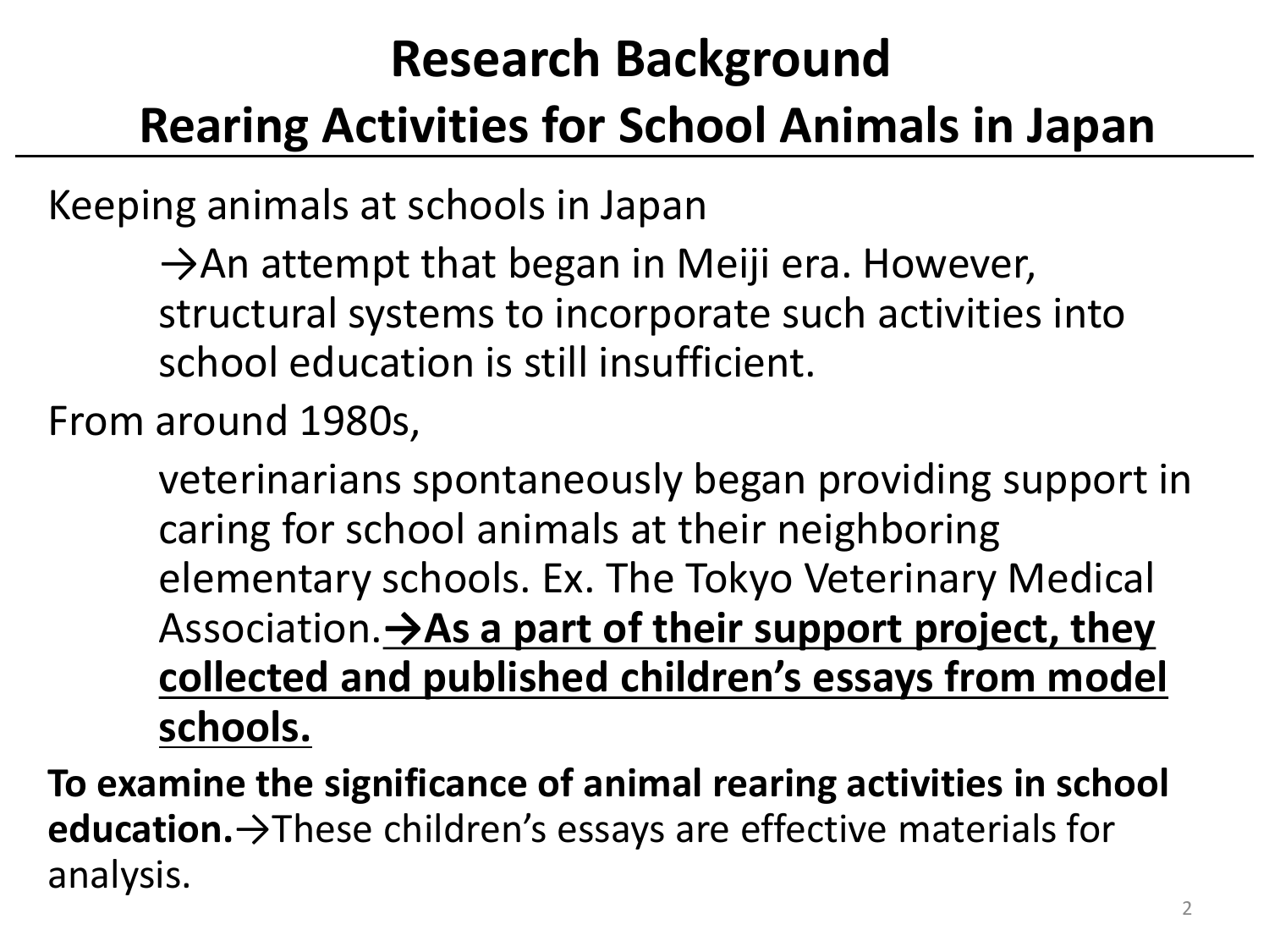# Research Background

## Rearing Activities for School Animals in Japan

Keeping animals at schools in Japan

→An attempt that began in Meiji era. However, structural systems to incorporate such activities into school education is still insufficient.

From around 1980s,

veterinarians spontaneously began providing support in caring for school animals at their neighboring elementary schools. Ex. The Tokyo Veterinary Medical Association.**<u>→As a part of their support project, they collected and published children's essays from model schools.</u>**

**To examine the significance of animal rearing activities in school education.**→These children's essays are effective materials for analysis.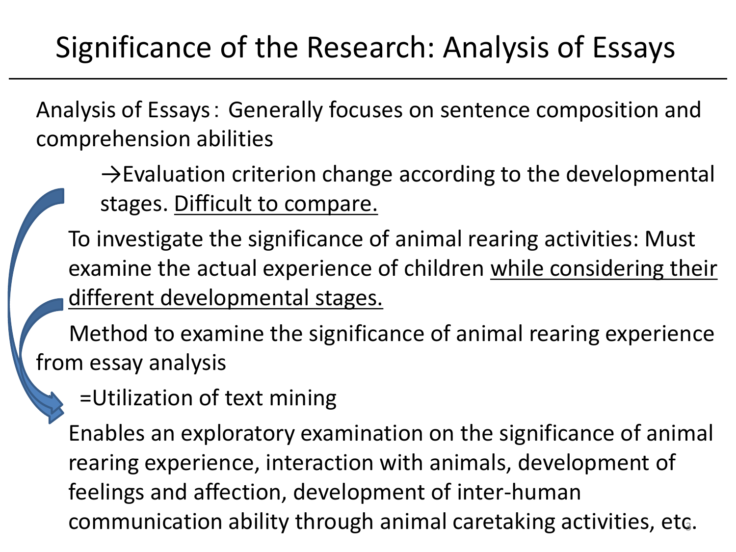# Significance of the Research: Analysis of Essays

Analysis of Essays： Generally focuses on sentence composition and comprehension abilities

→Evaluation criterion change according to the developmental stages. Difficult to compare.

To investigate the significance of animal rearing activities: Must examine the actual experience of children while considering their different developmental stages.

Method to examine the significance of animal rearing experience from essay analysis

=Utilization of text mining

Enables an exploratory examination on the significance of animal rearing experience, interaction with animals, development of feelings and affection, development of inter-human communication ability through animal caretaking activities, etc.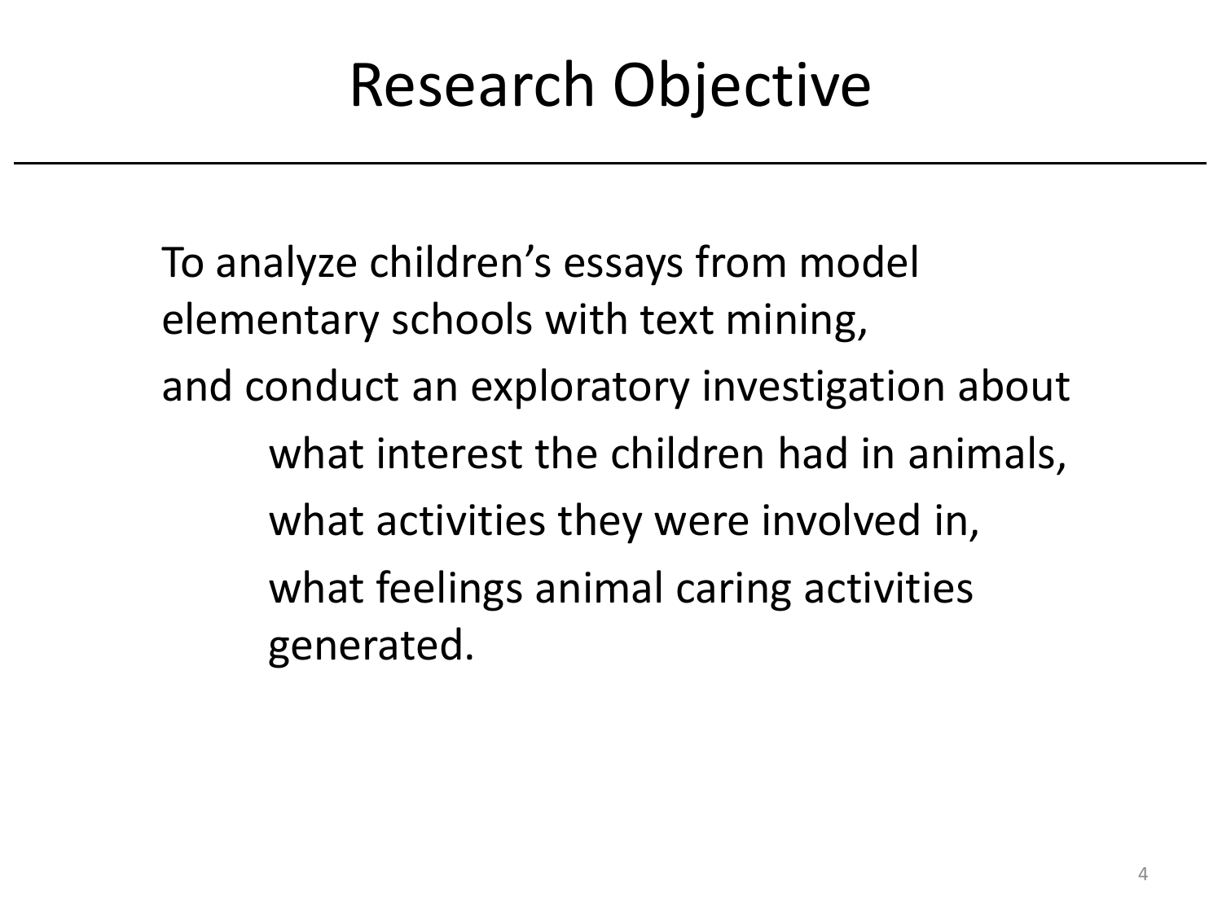# Research Objective

To analyze children's essays from model elementary schools with text mining,

and conduct an exploratory investigation about

- what interest the children had in animals,
- what activities they were involved in,
- what feelings animal caring activities generated.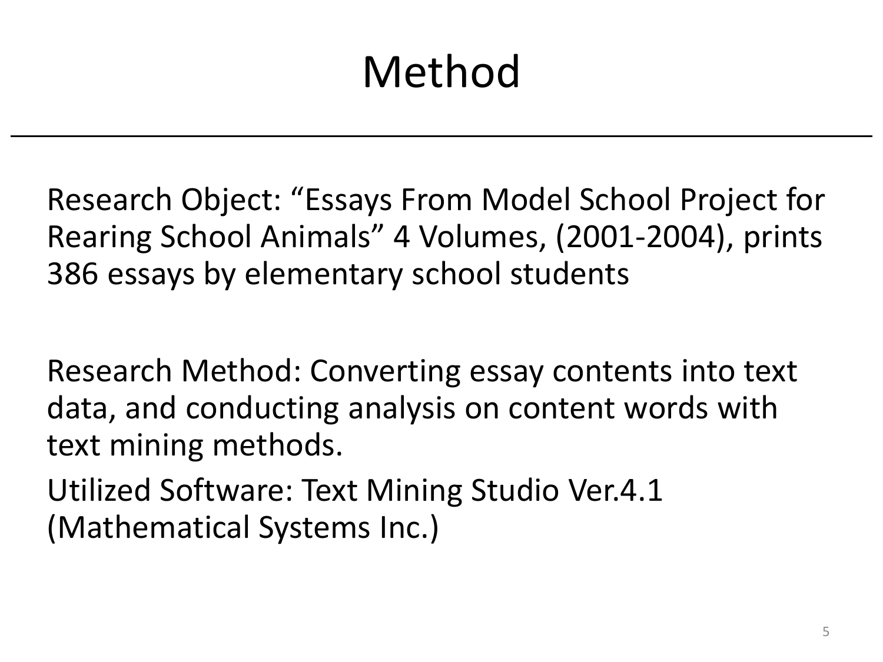# Method

Research Object: “Essays From Model School Project for Rearing School Animals” 4 Volumes, (2001-2004), prints 386 essays by elementary school students

Research Method: Converting essay contents into text data, and conducting analysis on content words with text mining methods.

Utilized Software: Text Mining Studio Ver.4.1 (Mathematical Systems Inc.)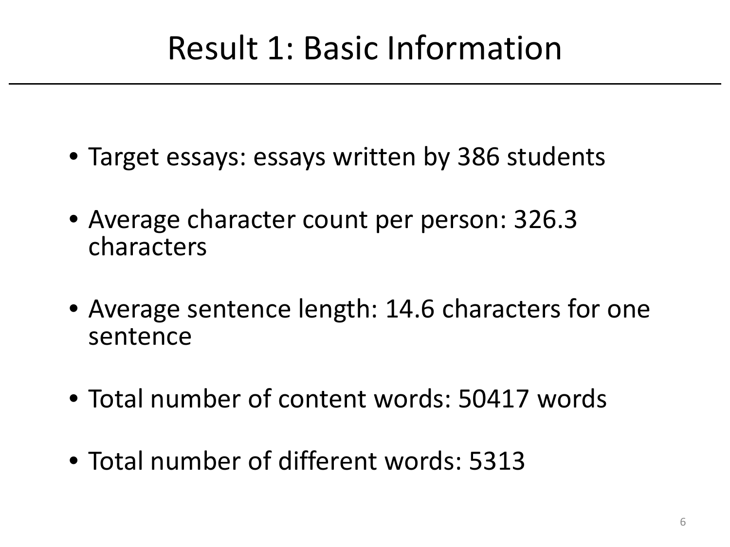# Result 1: Basic Information

- Target essays: essays written by 386 students
- Average character count per person: 326.3 characters
- Average sentence length: 14.6 characters for one sentence
- Total number of content words: 50417 words
- Total number of different words: 5313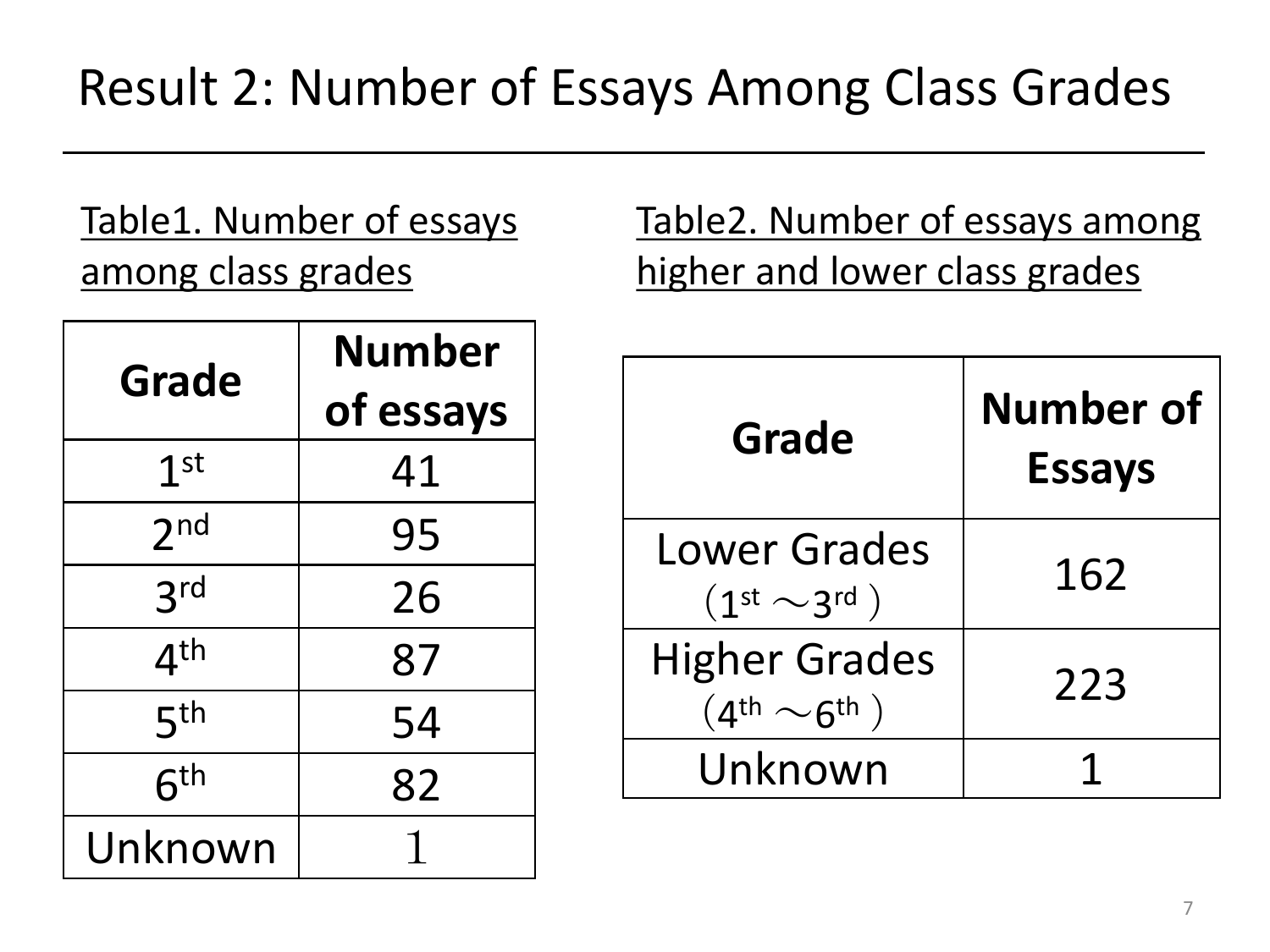# Result 2: Number of Essays Among Class Grades

Table1. Number of essays among class grades

| Grade | Number of essays |
|---|---|
| 1st | 41 |
| 2nd | 95 |
| 3rd | 26 |
| 4th | 87 |
| 5th | 54 |
| 6th | 82 |
| Unknown | 1 |

Table2. Number of essays among higher and lower class grades

| Grade | Number of Essays |
|---|---|
| Lower Grades (1st ～3rd ) | 162 |
| Higher Grades (4th ～6th ) | 223 |
| Unknown | 1 |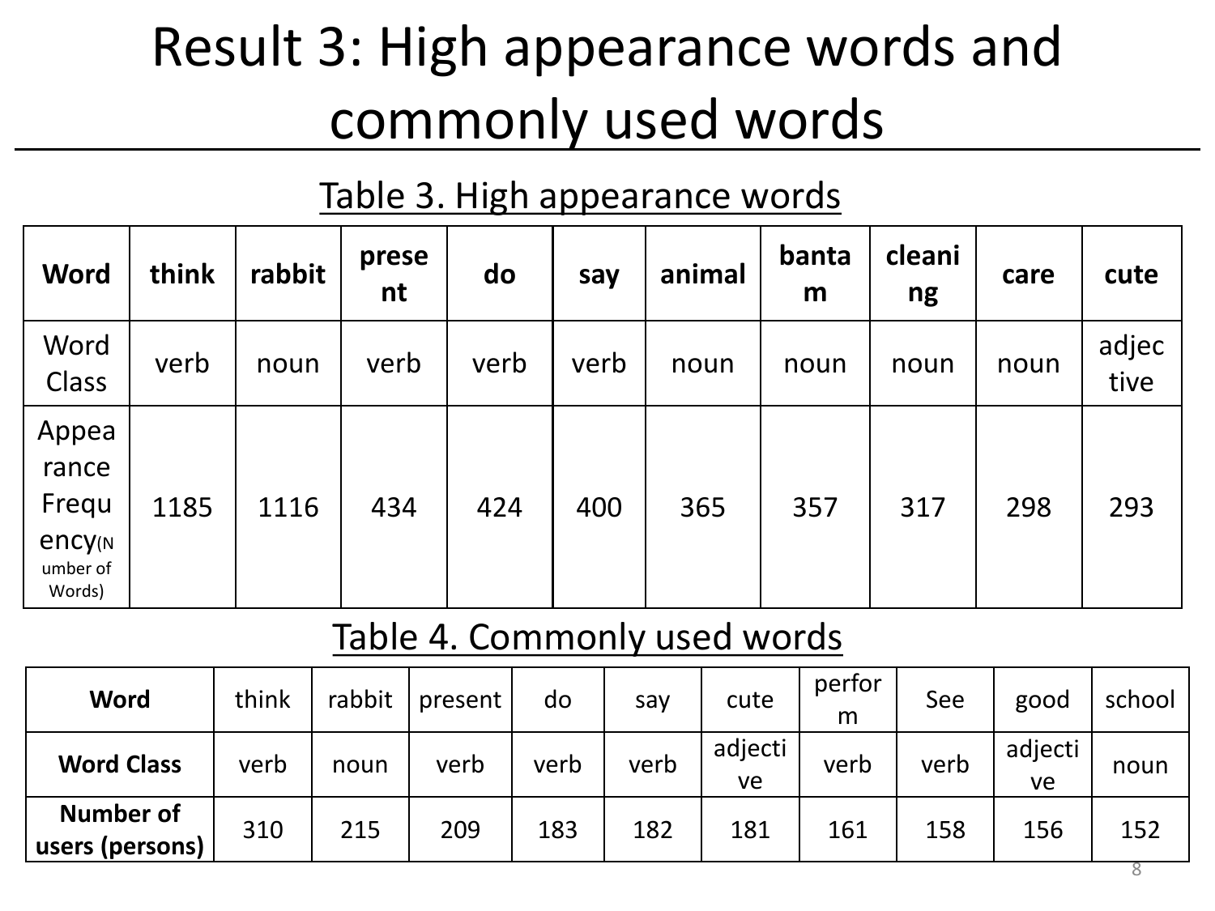# Result 3: High appearance words and commonly used words

Table 3. High appearance words

| Word | think | rabbit | present | do | say | animal | bantam | cleaning | care | cute |
|---|---|---|---|---|---|---|---|---|---|---|
| Word Class | verb | noun | verb | verb | verb | noun | noun | noun | noun | adjective |
| Appearance Frequency(Number of Words) | 1185 | 1116 | 434 | 424 | 400 | 365 | 357 | 317 | 298 | 293 |

Table 4. Commonly used words

| Word | think | rabbit | present | do | say | cute | perform | See | good | school |
|---|---|---|---|---|---|---|---|---|---|---|
| Word Class | verb | noun | verb | verb | verb | adjective | verb | verb | adjective | noun |
| Number of users (persons) | 310 | 215 | 209 | 183 | 182 | 181 | 161 | 158 | 156 | 152 |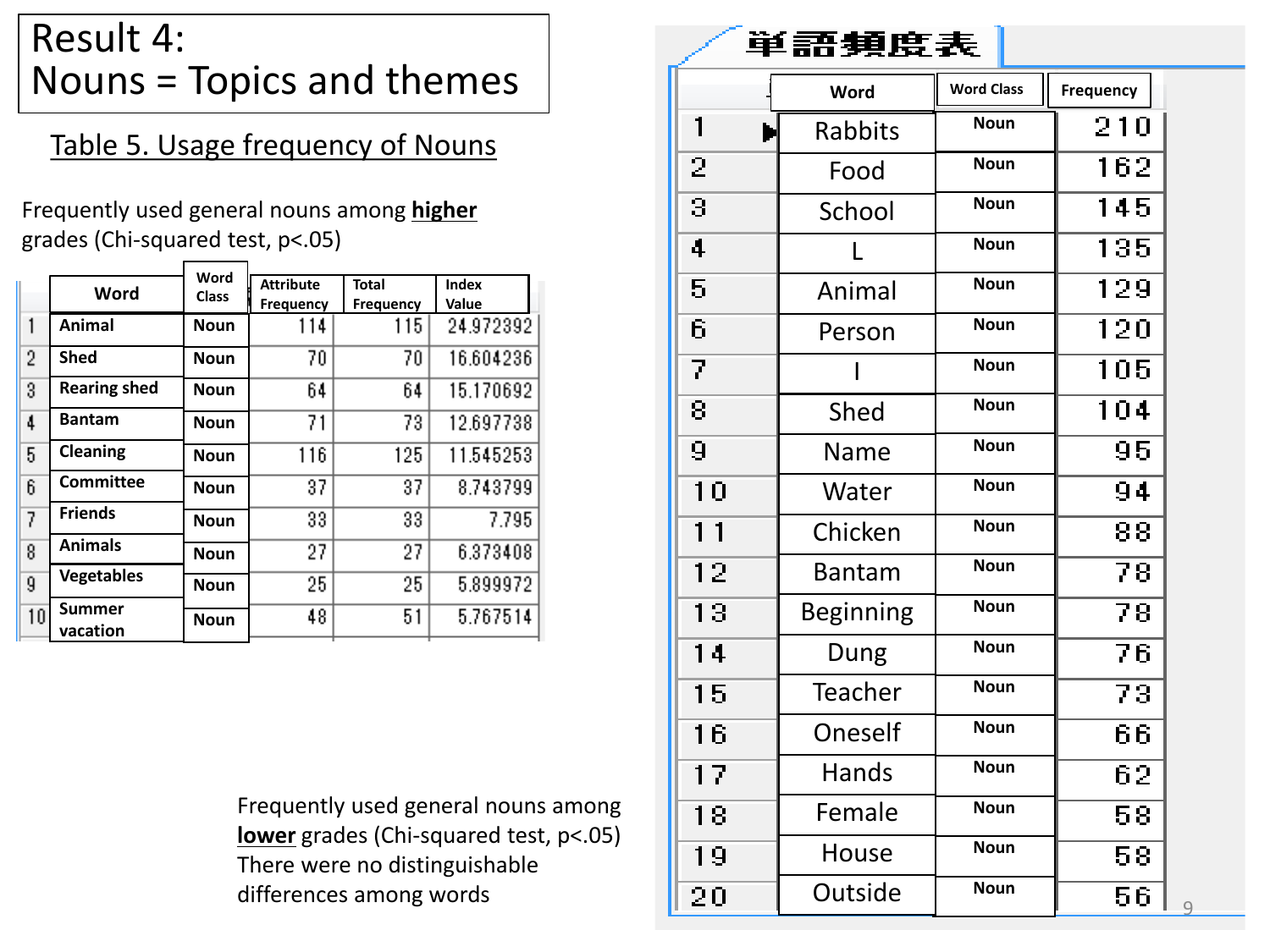# Result 4: Nouns = Topics and themes

## Table 5. Usage frequency of Nouns

Frequently used general nouns among **higher** grades (Chi-squared test, $p<.05$)

|  | Word | Word Class | Attribute Frequency | Total Frequency | Index Value |
|---|---|---|---|---|---|
| 1 | Animal | Noun | 114 | 115 | 24.972392 |
| 2 | Shed | Noun | 70 | 70 | 16.604236 |
| 3 | Rearing shed | Noun | 64 | 64 | 15.170692 |
| 4 | Bantam | Noun | 71 | 73 | 12.697738 |
| 5 | Cleaning | Noun | 116 | 125 | 11.545253 |
| 6 | Committee | Noun | 37 | 37 | 8.743799 |
| 7 | Friends | Noun | 33 | 33 | 7.795 |
| 8 | Animals | Noun | 27 | 27 | 6.373408 |
| 9 | Vegetables | Noun | 25 | 25 | 5.899972 |
| 10 | Summer vacation | Noun | 48 | 51 | 5.767514 |

Frequently used general nouns among **lower** grades (Chi-squared test, $p<.05$) There were no distinguishable differences among words

単語頻度表

|  | Word | Word Class | Frequency |
|---|---|---|---|
| 1 | Rabbits | Noun | 210 |
| 2 | Food | Noun | 162 |
| 3 | School | Noun | 145 |
| 4 | L | Noun | 135 |
| 5 | Animal | Noun | 129 |
| 6 | Person | Noun | 120 |
| 7 | I | Noun | 105 |
| 8 | Shed | Noun | 104 |
| 9 | Name | Noun | 95 |
| 10 | Water | Noun | 94 |
| 11 | Chicken | Noun | 88 |
| 12 | Bantam | Noun | 78 |
| 13 | Beginning | Noun | 78 |
| 14 | Dung | Noun | 76 |
| 15 | Teacher | Noun | 73 |
| 16 | Oneself | Noun | 66 |
| 17 | Hands | Noun | 62 |
| 18 | Female | Noun | 58 |
| 19 | House | Noun | 58 |
| 20 | Outside | Noun | 56 |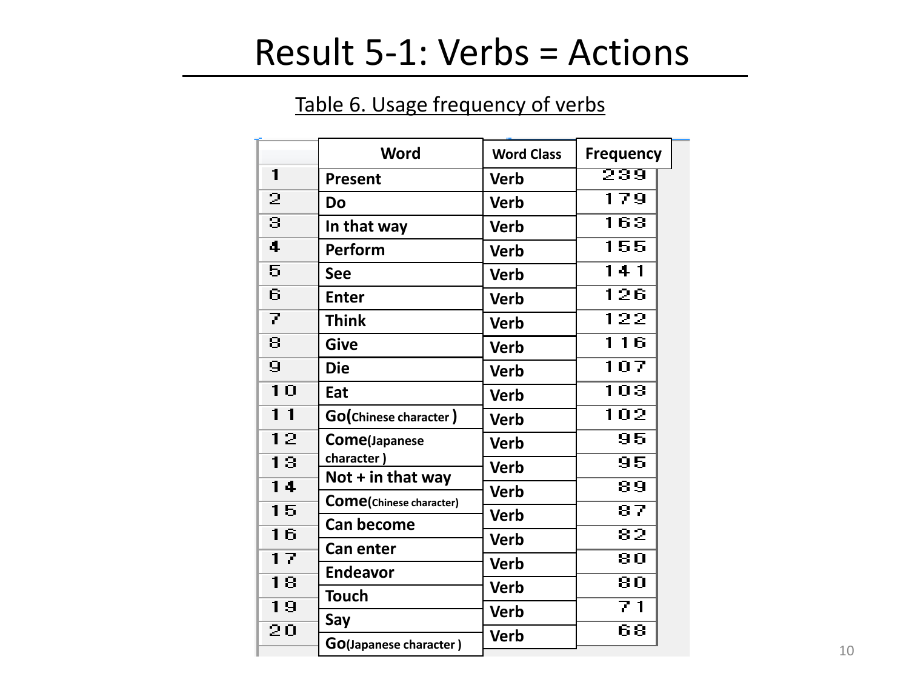# Result 5-1: Verbs = Actions

Table 6. Usage frequency of verbs

| | Word | Word Class | Frequency |
|---|---|---|---|
| 1 | Present | Verb | 239 |
| 2 | Do | Verb | 179 |
| 3 | In that way | Verb | 163 |
| 4 | Perform | Verb | 155 |
| 5 | See | Verb | 141 |
| 6 | Enter | Verb | 126 |
| 7 | Think | Verb | 122 |
| 8 | Give | Verb | 116 |
| 9 | Die | Verb | 107 |
| 10 | Eat | Verb | 103 |
| 11 | Go(Chinese character ) | Verb | 102 |
| 12 | Come(Japanese character ) | Verb | 95 |
| 13 | Not + in that way | Verb | 95 |
| 14 | Come(Chinese character) | Verb | 89 |
| 15 | Can become | Verb | 87 |
| 16 | Can enter | Verb | 82 |
| 17 | Endeavor | Verb | 80 |
| 18 | Touch | Verb | 80 |
| 19 | Say | Verb | 71 |
| 20 | Go(Japanese character ) | Verb | 68 |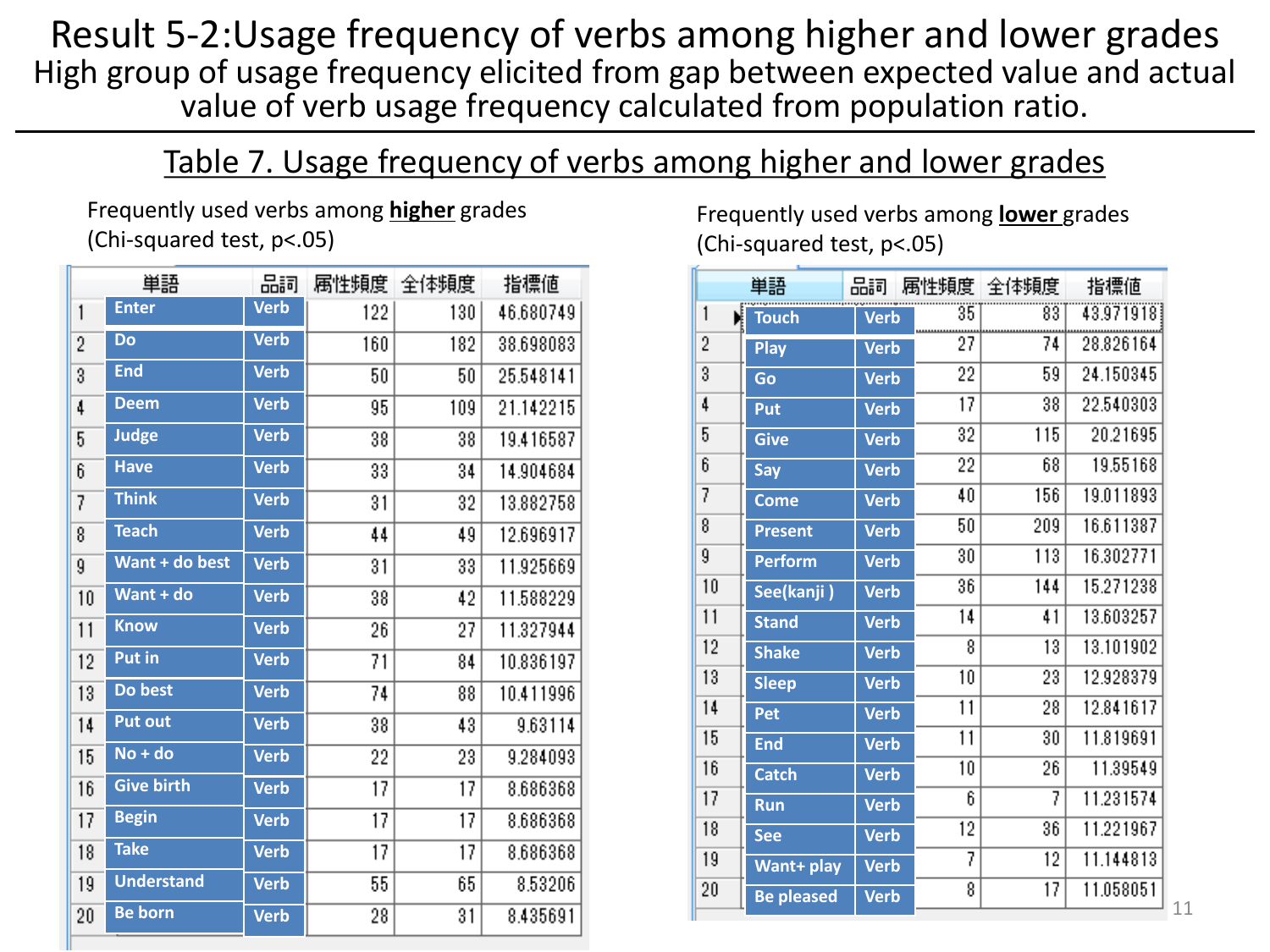# Result 5-2:Usage frequency of verbs among higher and lower grades

High group of usage frequency elicited from gap between expected value and actual value of verb usage frequency calculated from population ratio.

## Table 7. Usage frequency of verbs among higher and lower grades

Frequently used verbs among **higher** grades (Chi-squared test, $p<.05$)

| | 単語 | 品詞 | 属性頻度 | 全体頻度 | 指標値 |
|---|---|---|---|---|---|
| 1 | Enter | Verb | 122 | 130 | 46.680749 |
| 2 | Do | Verb | 160 | 182 | 38.698083 |
| 3 | End | Verb | 50 | 50 | 25.548141 |
| 4 | Deem | Verb | 95 | 109 | 21.142215 |
| 5 | Judge | Verb | 38 | 38 | 19.416587 |
| 6 | Have | Verb | 33 | 34 | 14.904684 |
| 7 | Think | Verb | 31 | 32 | 13.882758 |
| 8 | Teach | Verb | 44 | 49 | 12.696917 |
| 9 | Want + do best | Verb | 31 | 33 | 11.925669 |
| 10 | Want + do | Verb | 38 | 42 | 11.588229 |
| 11 | Know | Verb | 26 | 27 | 11.327944 |
| 12 | Put in | Verb | 71 | 84 | 10.836197 |
| 13 | Do best | Verb | 74 | 88 | 10.411996 |
| 14 | Put out | Verb | 38 | 43 | 9.63114 |
| 15 | No + do | Verb | 22 | 23 | 9.284093 |
| 16 | Give birth | Verb | 17 | 17 | 8.686368 |
| 17 | Begin | Verb | 17 | 17 | 8.686368 |
| 18 | Take | Verb | 17 | 17 | 8.686368 |
| 19 | Understand | Verb | 55 | 65 | 8.53206 |
| 20 | Be born | Verb | 28 | 31 | 8.435691 |

Frequently used verbs among **lower** grades (Chi-squared test, $p<.05$)

| | 単語 | 品詞 | 属性頻度 | 全体頻度 | 指標値 |
|---|---|---|---|---|---|
| 1 | Touch | Verb | 35 | 83 | 43.971918 |
| 2 | Play | Verb | 27 | 74 | 28.826164 |
| 3 | Go | Verb | 22 | 59 | 24.150345 |
| 4 | Put | Verb | 17 | 38 | 22.540303 |
| 5 | Give | Verb | 32 | 115 | 20.21695 |
| 6 | Say | Verb | 22 | 68 | 19.55168 |
| 7 | Come | Verb | 40 | 156 | 19.011893 |
| 8 | Present | Verb | 50 | 209 | 16.611387 |
| 9 | Perform | Verb | 30 | 113 | 16.302771 |
| 10 | See(kanji ) | Verb | 36 | 144 | 15.271238 |
| 11 | Stand | Verb | 14 | 41 | 13.603257 |
| 12 | Shake | Verb | 8 | 13 | 13.101902 |
| 13 | Sleep | Verb | 10 | 23 | 12.928379 |
| 14 | Pet | Verb | 11 | 28 | 12.841617 |
| 15 | End | Verb | 11 | 30 | 11.819691 |
| 16 | Catch | Verb | 10 | 26 | 11.39549 |
| 17 | Run | Verb | 6 | 7 | 11.231574 |
| 18 | See | Verb | 12 | 36 | 11.221967 |
| 19 | Want+ play | Verb | 7 | 12 | 11.144813 |
| 20 | Be pleased | Verb | 8 | 17 | 11.058051 |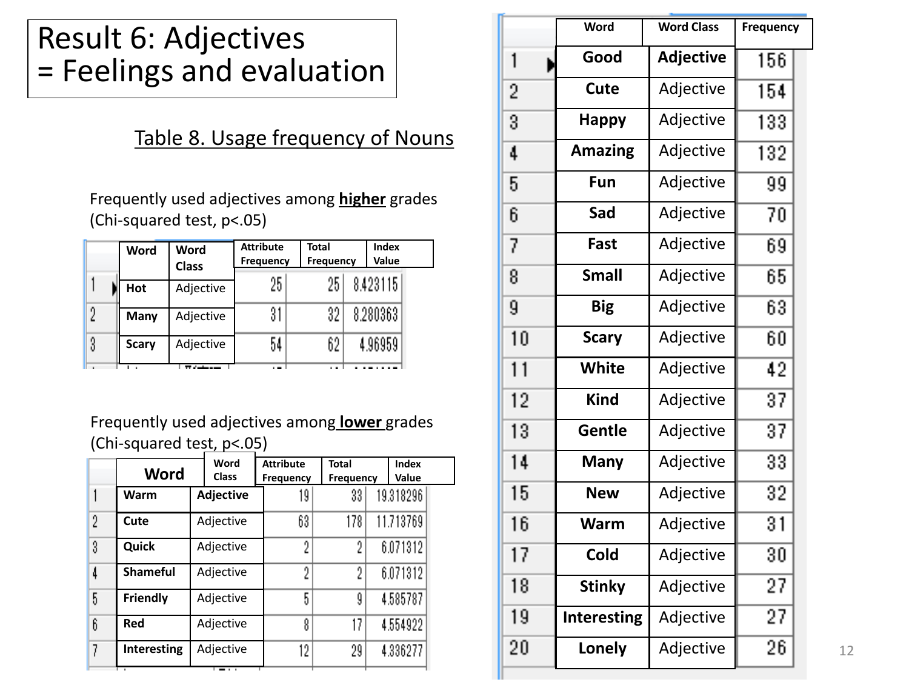# Result 6: Adjectives = Feelings and evaluation

Table 8. Usage frequency of Nouns

Frequently used adjectives among **higher** grades (Chi-squared test, $p<.05$)

| | Word | Word Class | Attribute Frequency | Total Frequency | Index Value |
|---|---|---|---|---|---|
| 1 | Hot | Adjective | 25 | 25 | 8.423115 |
| 2 | Many | Adjective | 31 | 32 | 8.280363 |
| 3 | Scary | Adjective | 54 | 62 | 4.96959 |

Frequently used adjectives among **lower** grades (Chi-squared test, $p<.05$)

| | Word | Word Class | Attribute Frequency | Total Frequency | Index Value |
|---|---|---|---|---|---|
| 1 | Warm | Adjective | 19 | 33 | 19.318296 |
| 2 | Cute | Adjective | 63 | 178 | 11.713769 |
| 3 | Quick | Adjective | 2 | 2 | 6.071312 |
| 4 | Shameful | Adjective | 2 | 2 | 6.071312 |
| 5 | Friendly | Adjective | 5 | 9 | 4.585787 |
| 6 | Red | Adjective | 8 | 17 | 4.554922 |
| 7 | Interesting | Adjective | 12 | 29 | 4.336277 |

| | Word | Word Class | Frequency |
|---|---|---|---|
| 1 | Good | Adjective | 156 |
| 2 | Cute | Adjective | 154 |
| 3 | Happy | Adjective | 133 |
| 4 | Amazing | Adjective | 132 |
| 5 | Fun | Adjective | 99 |
| 6 | Sad | Adjective | 70 |
| 7 | Fast | Adjective | 69 |
| 8 | Small | Adjective | 65 |
| 9 | Big | Adjective | 63 |
| 10 | Scary | Adjective | 60 |
| 11 | White | Adjective | 42 |
| 12 | Kind | Adjective | 37 |
| 13 | Gentle | Adjective | 37 |
| 14 | Many | Adjective | 33 |
| 15 | New | Adjective | 32 |
| 16 | Warm | Adjective | 31 |
| 17 | Cold | Adjective | 30 |
| 18 | Stinky | Adjective | 27 |
| 19 | Interesting | Adjective | 27 |
| 20 | Lonely | Adjective | 26 |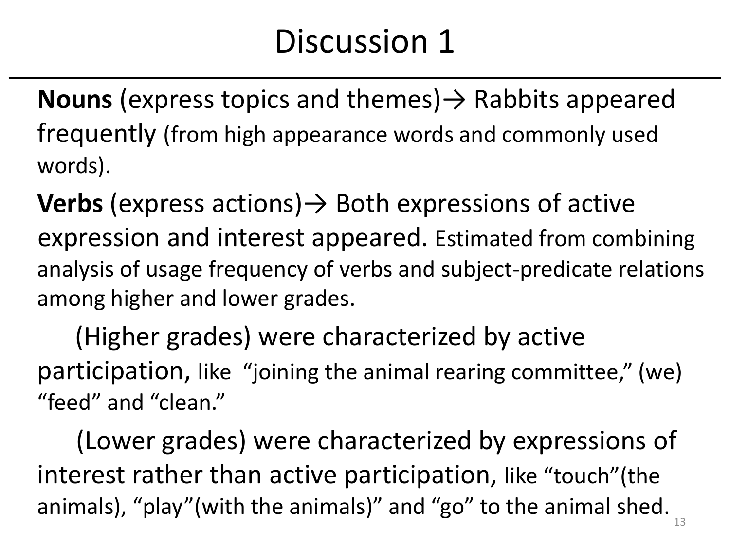# Discussion 1

**Nouns** (express topics and themes)→ Rabbits appeared frequently (from high appearance words and commonly used words).

**Verbs** (express actions)→ Both expressions of active expression and interest appeared. Estimated from combining analysis of usage frequency of verbs and subject-predicate relations among higher and lower grades.

(Higher grades) were characterized by active participation, like "joining the animal rearing committee," (we) "feed" and "clean."

(Lower grades) were characterized by expressions of interest rather than active participation, like "touch"(the animals), "play"(with the animals)" and "go" to the animal shed.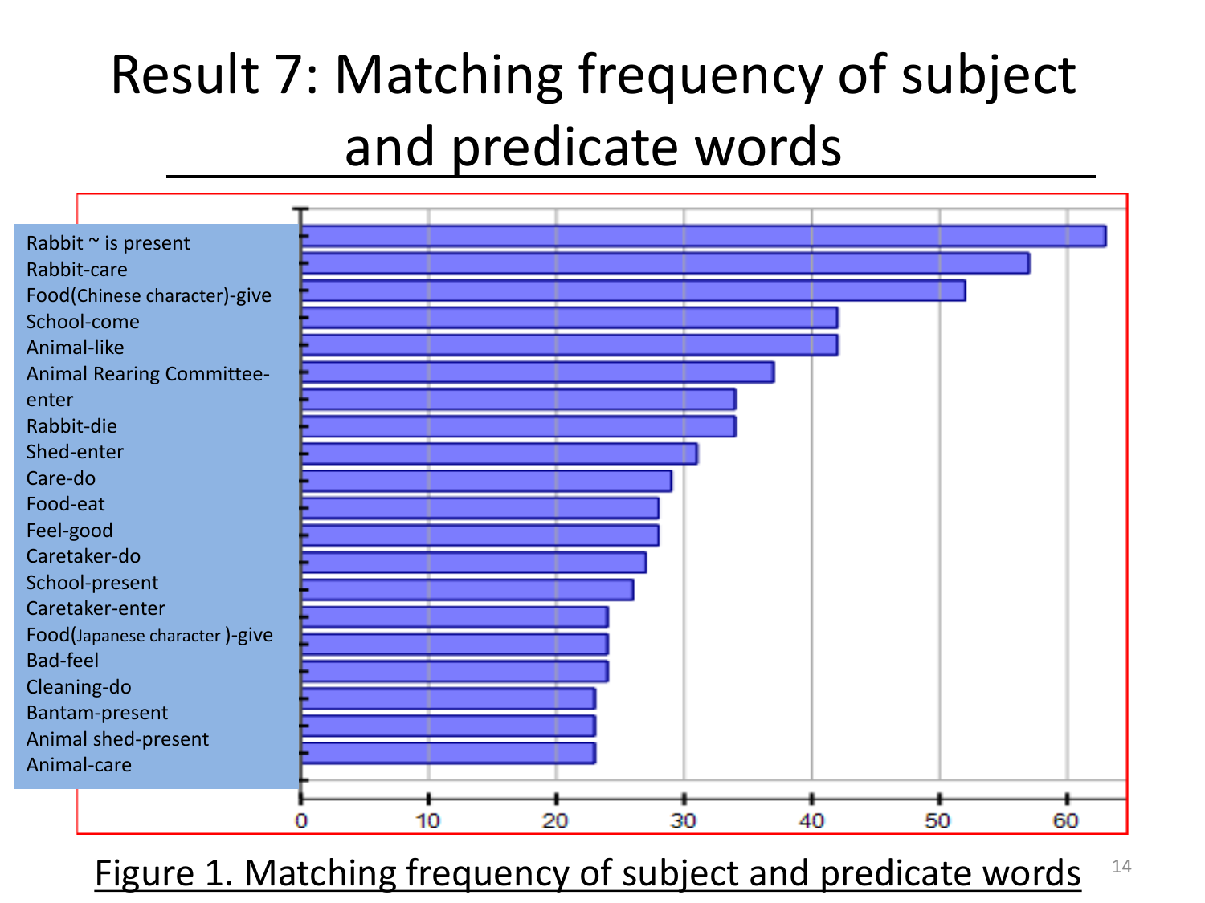# Result 7: Matching frequency of subject and predicate words

| Subject-predicate pair | Frequency |
|---|---|
| Rabbit ~ is present | 63 |
| Rabbit-care | 57 |
| Food(Chinese character)-give | 52 |
| School-come | 42 |
| Animal-like | 42 |
| Animal Rearing Committee-enter | 37 |
| Rabbit-die | 34 |
| Shed-enter | 34 |
| Care-do | 31 |
| Food-eat | 29 |
| Feel-good | 28 |
| Caretaker-do | 28 |
| School-present | 27 |
| Caretaker-enter | 26 |
| Food(Japanese character )-give | 24 |
| Bad-feel | 24 |
| Cleaning-do | 24 |
| Bantam-present | 23 |
| Animal shed-present | 23 |
| Animal-care | 23 |

Figure 1. Matching frequency of subject and predicate words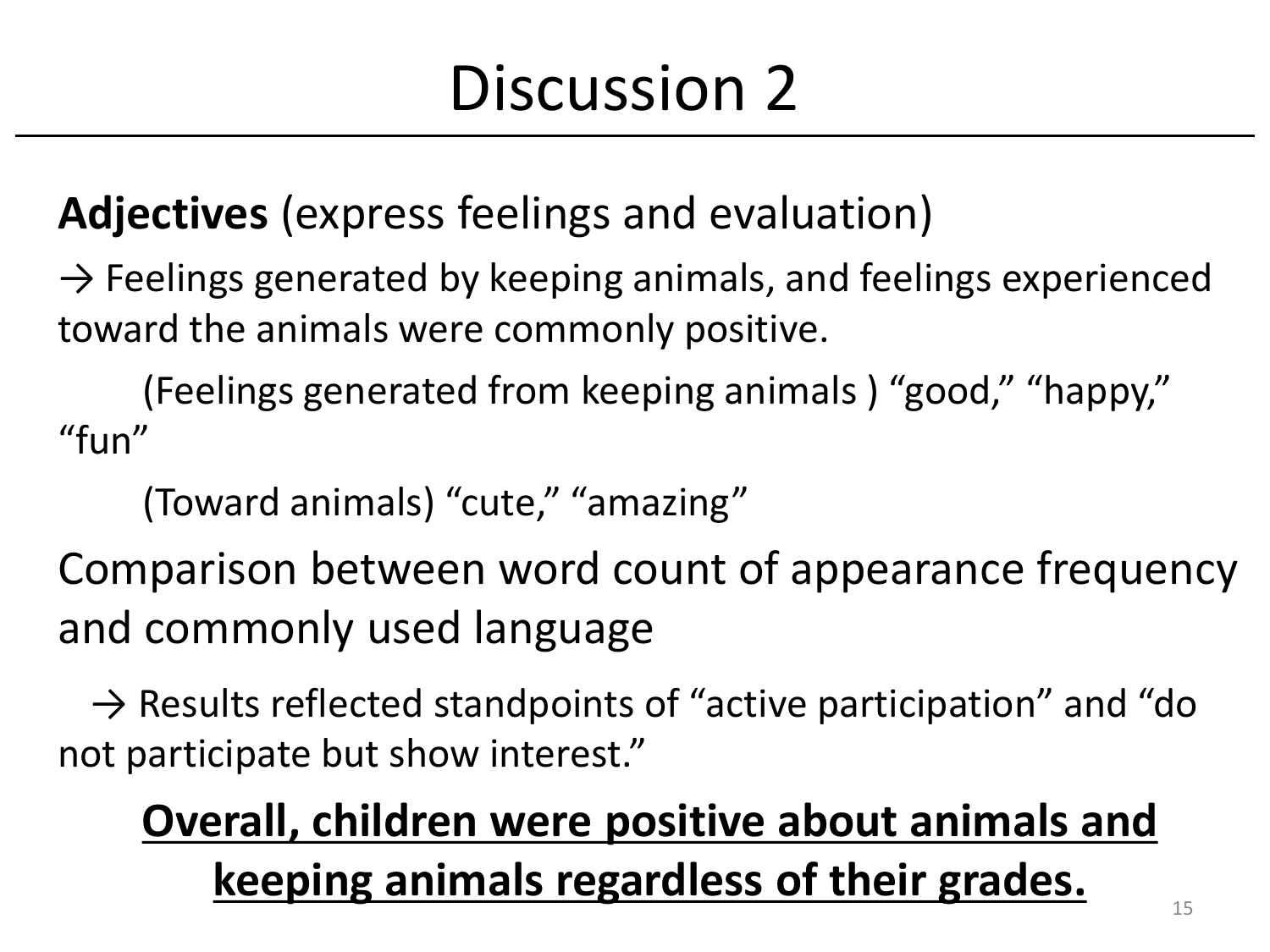# Discussion 2

**Adjectives** (express feelings and evaluation)

→ Feelings generated by keeping animals, and feelings experienced toward the animals were commonly positive.

(Feelings generated from keeping animals ) “good,” “happy,” “fun”

(Toward animals) “cute,” “amazing”

Comparison between word count of appearance frequency and commonly used language

→ Results reflected standpoints of “active participation” and “do not participate but show interest.”

<u>**Overall, children were positive about animals and keeping animals regardless of their grades.**</u>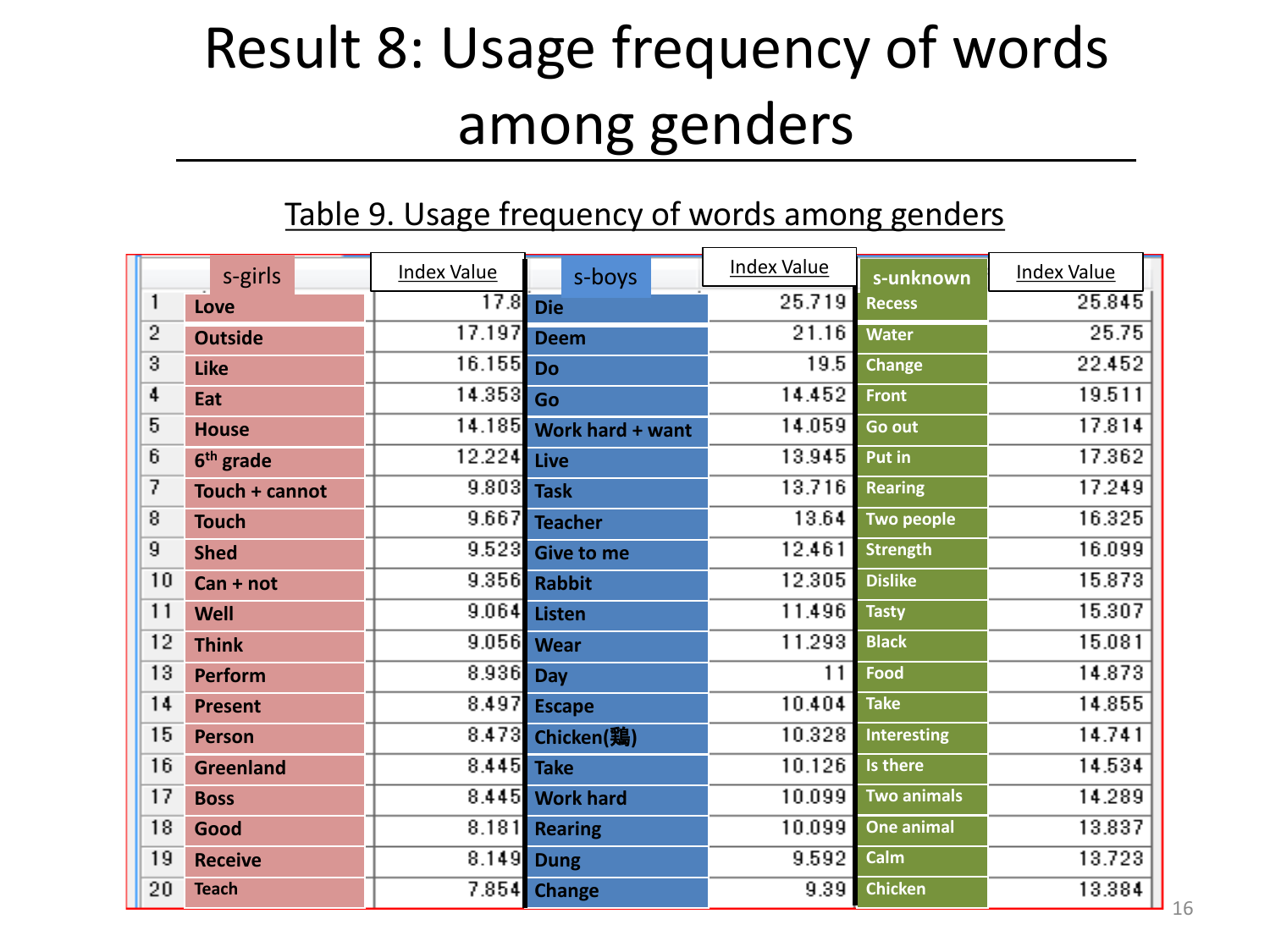# Result 8: Usage frequency of words among genders

Table 9. Usage frequency of words among genders

| | s-girls | Index Value | s-boys | Index Value | s-unknown | Index Value |
|---|---|---|---|---|---|---|
| 1 | Love | 17.8 | Die | 25.719 | Recess | 25.845 |
| 2 | Outside | 17.197 | Deem | 21.16 | Water | 25.75 |
| 3 | Like | 16.155 | Do | 19.5 | Change | 22.452 |
| 4 | Eat | 14.353 | Go | 14.452 | Front | 19.511 |
| 5 | House | 14.185 | Work hard + want | 14.059 | Go out | 17.814 |
| 6 | 6th grade | 12.224 | Live | 13.945 | Put in | 17.362 |
| 7 | Touch + cannot | 9.803 | Task | 13.716 | Rearing | 17.249 |
| 8 | Touch | 9.667 | Teacher | 13.64 | Two people | 16.325 |
| 9 | Shed | 9.523 | Give to me | 12.461 | Strength | 16.099 |
| 10 | Can + not | 9.356 | Rabbit | 12.305 | Dislike | 15.873 |
| 11 | Well | 9.064 | Listen | 11.496 | Tasty | 15.307 |
| 12 | Think | 9.056 | Wear | 11.293 | Black | 15.081 |
| 13 | Perform | 8.936 | Day | 11 | Food | 14.873 |
| 14 | Present | 8.497 | Escape | 10.404 | Take | 14.855 |
| 15 | Person | 8.473 | Chicken(鶏) | 10.328 | Interesting | 14.741 |
| 16 | Greenland | 8.445 | Take | 10.126 | Is there | 14.534 |
| 17 | Boss | 8.445 | Work hard | 10.099 | Two animals | 14.289 |
| 18 | Good | 8.181 | Rearing | 10.099 | One animal | 13.837 |
| 19 | Receive | 8.149 | Dung | 9.592 | Calm | 13.723 |
| 20 | Teach | 7.854 | Change | 9.39 | Chicken | 13.384 |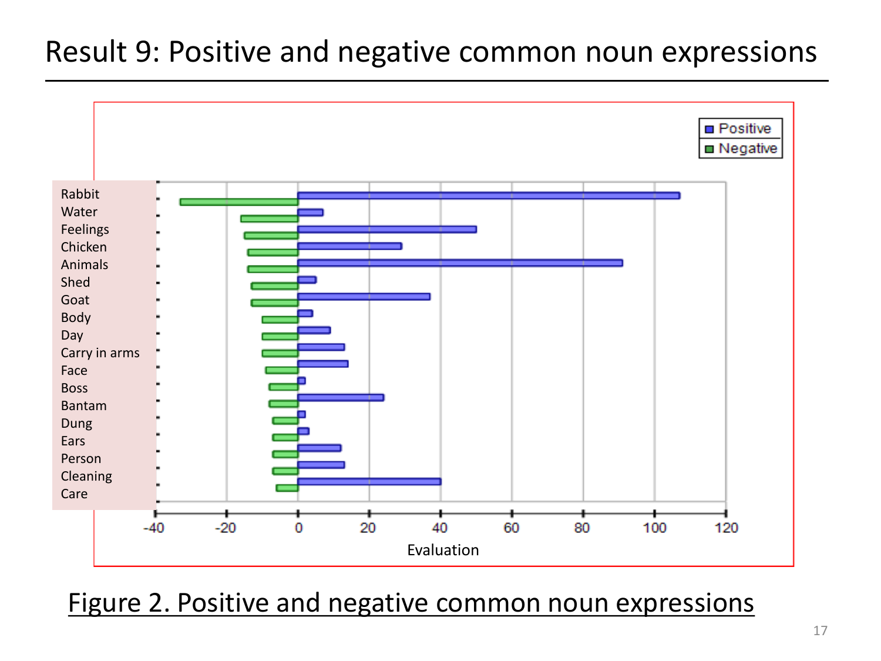# Result 9: Positive and negative common noun expressions

Figure 2. Positive and negative common noun expressions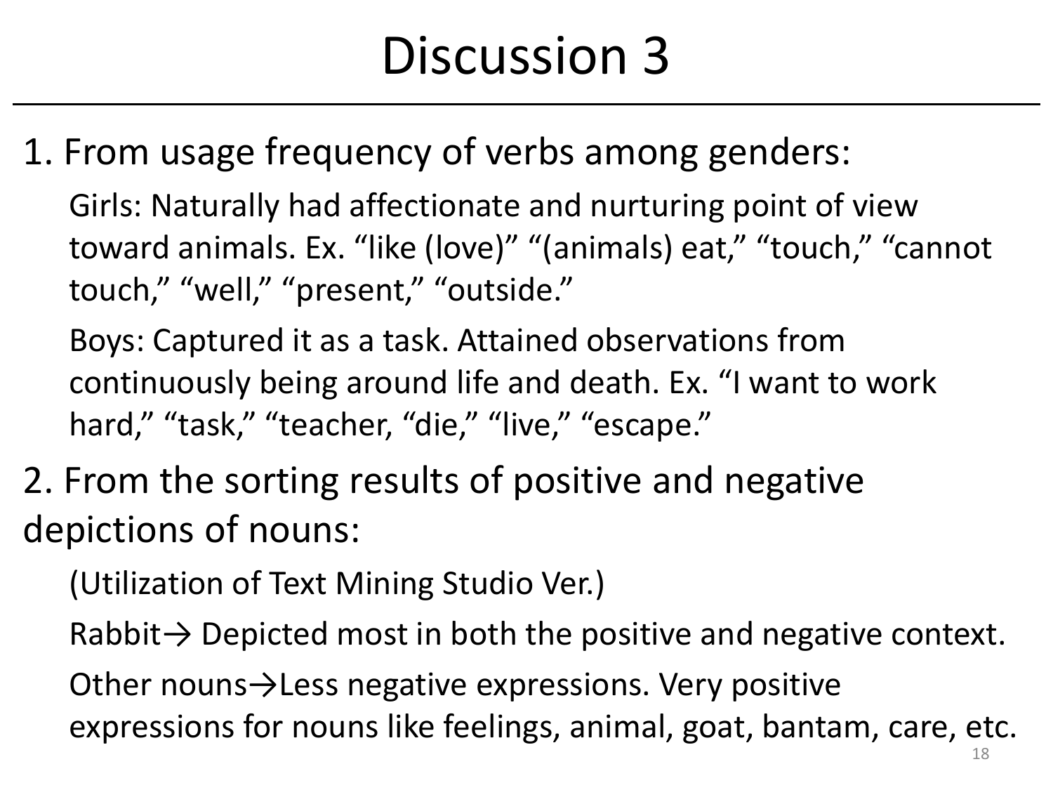# Discussion 3

1. From usage frequency of verbs among genders:

   Girls: Naturally had affectionate and nurturing point of view toward animals. Ex. “like (love)” “(animals) eat,” “touch,” “cannot touch,” “well,” “present,” “outside.”

   Boys: Captured it as a task. Attained observations from continuously being around life and death. Ex. “I want to work hard,” “task,” “teacher, “die,” “live,” “escape.”

2. From the sorting results of positive and negative depictions of nouns:

   (Utilization of Text Mining Studio Ver.)

   Rabbit→ Depicted most in both the positive and negative context.

   Other nouns→Less negative expressions. Very positive expressions for nouns like feelings, animal, goat, bantam, care, etc.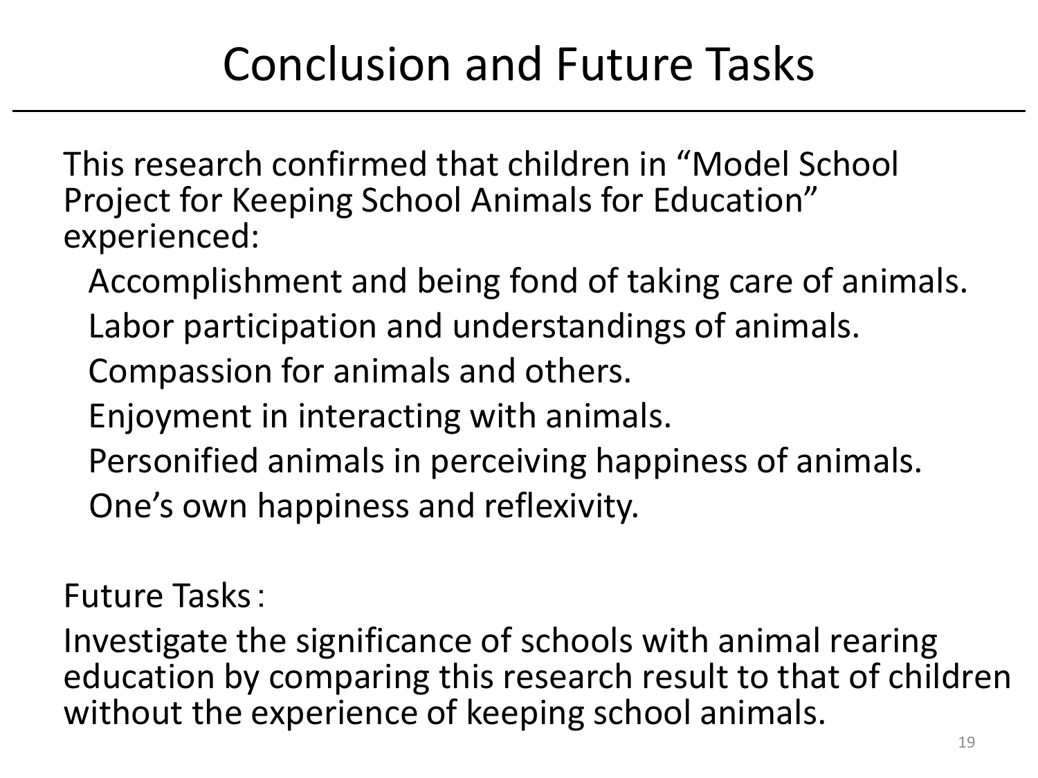# Conclusion and Future Tasks

This research confirmed that children in "Model School Project for Keeping School Animals for Education" experienced:

- Accomplishment and being fond of taking care of animals.
- Labor participation and understandings of animals.
- Compassion for animals and others.
- Enjoyment in interacting with animals.
- Personified animals in perceiving happiness of animals.
- One's own happiness and reflexivity.

Future Tasks：

Investigate the significance of schools with animal rearing education by comparing this research result to that of children without the experience of keeping school animals.